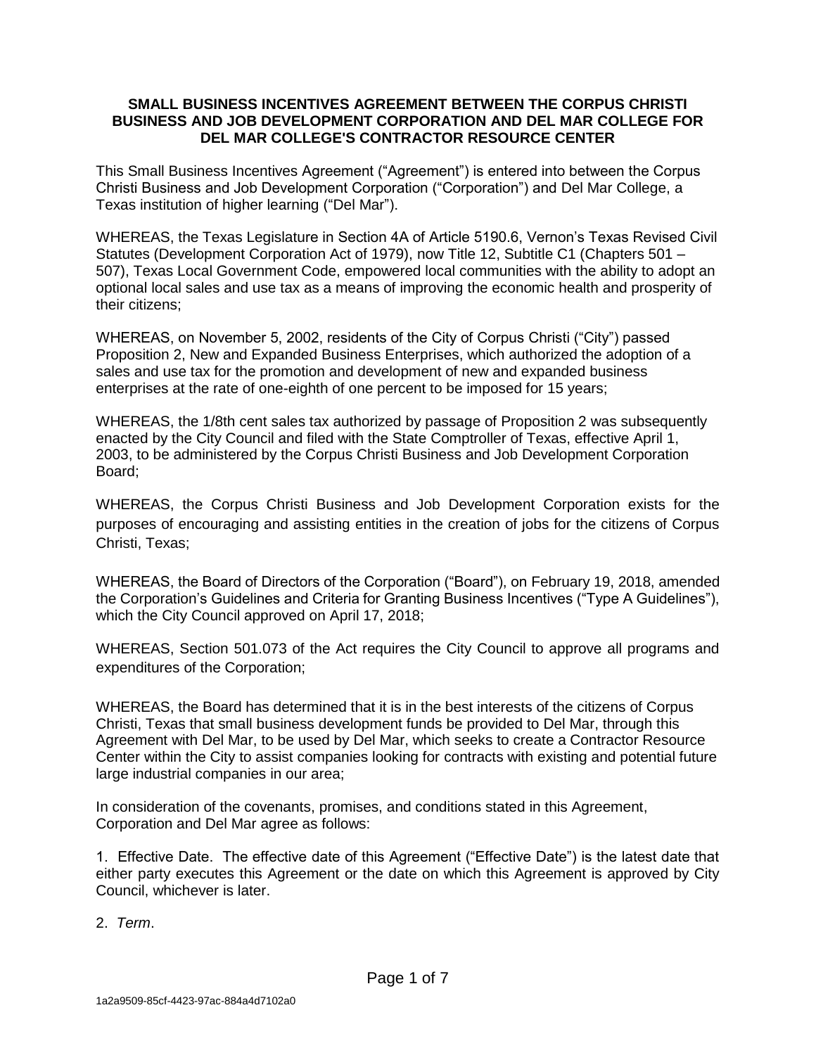# SMALL BUSINESS INCENTIVES AGREEMENT BETWEEN THE CORPUS CHRISTI BUSINESS AND JOB DEVELOPMENT CORPORATION AND DEL MAR COLLEGE FOR DEL MAR COLLEGE'S CONTRACTOR RESOURCE CENTER

This Small Business Incentives Agreement ("Agreement") is entered into between the Corpus Christi Business and Job Development Corporation ("Corporation") and Del Mar College, a Texas institution of higher learning ("Del Mar").

WHEREAS, the Texas Legislature in Section 4A of Article 5190.6, Vernon's Texas Revised Civil Statutes (Development Corporation Act of 1979), now Title 12, Subtitle C1 (Chapters 501 – 507), Texas Local Government Code, empowered local communities with the ability to adopt an optional local sales and use tax as a means of improving the economic health and prosperity of their citizens;

WHEREAS, on November 5, 2002, residents of the City of Corpus Christi ("City") passed Proposition 2, New and Expanded Business Enterprises, which authorized the adoption of a sales and use tax for the promotion and development of new and expanded business enterprises at the rate of one-eighth of one percent to be imposed for 15 years;

WHEREAS, the 1/8th cent sales tax authorized by passage of Proposition 2 was subsequently enacted by the City Council and filed with the State Comptroller of Texas, effective April 1, 2003, to be administered by the Corpus Christi Business and Job Development Corporation Board;

WHEREAS, the Corpus Christi Business and Job Development Corporation exists for the purposes of encouraging and assisting entities in the creation of jobs for the citizens of Corpus Christi, Texas;

WHEREAS, the Board of Directors of the Corporation ("Board"), on February 19, 2018, amended the Corporation's Guidelines and Criteria for Granting Business Incentives ("Type A Guidelines"), which the City Council approved on April 17, 2018;

WHEREAS, Section 501.073 of the Act requires the City Council to approve all programs and expenditures of the Corporation;

WHEREAS, the Board has determined that it is in the best interests of the citizens of Corpus Christi, Texas that small business development funds be provided to Del Mar, through this Agreement with Del Mar, to be used by Del Mar, which seeks to create a Contractor Resource Center within the City to assist companies looking for contracts with existing and potential future large industrial companies in our area;

In consideration of the covenants, promises, and conditions stated in this Agreement, Corporation and Del Mar agree as follows:

1. Effective Date. The effective date of this Agreement ("Effective Date") is the latest date that either party executes this Agreement or the date on which this Agreement is approved by City Council, whichever is later.

2. *Term*.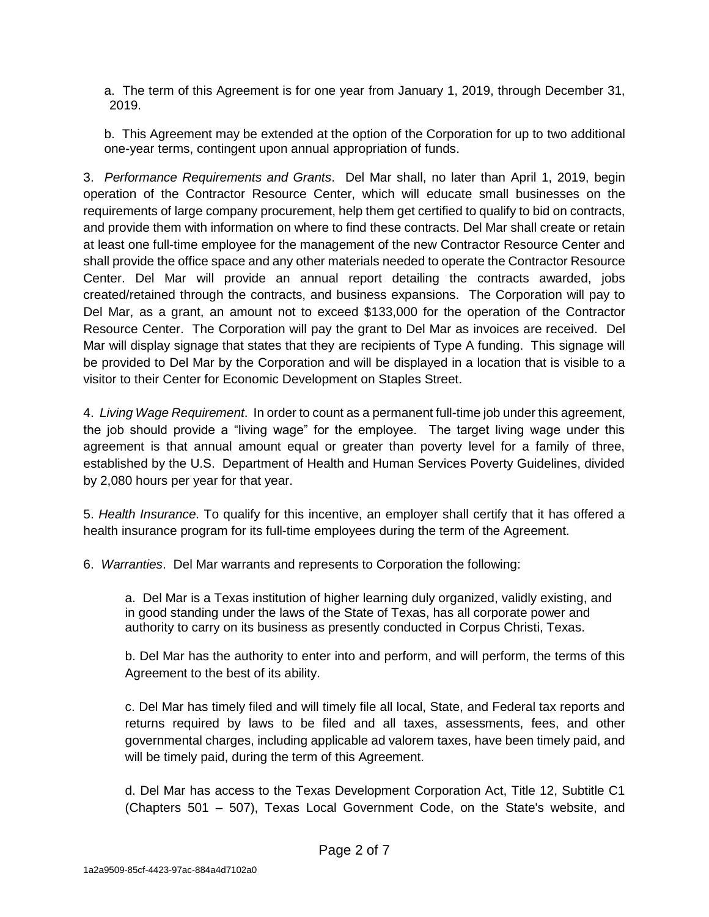a. The term of this Agreement is for one year from January 1, 2019, through December 31, 2019.

b. This Agreement may be extended at the option of the Corporation for up to two additional one-year terms, contingent upon annual appropriation of funds.

3. *Performance Requirements and Grants*. Del Mar shall, no later than April 1, 2019, begin operation of the Contractor Resource Center, which will educate small businesses on the requirements of large company procurement, help them get certified to qualify to bid on contracts, and provide them with information on where to find these contracts. Del Mar shall create or retain at least one full-time employee for the management of the new Contractor Resource Center and shall provide the office space and any other materials needed to operate the Contractor Resource Center. Del Mar will provide an annual report detailing the contracts awarded, jobs created/retained through the contracts, and business expansions. The Corporation will pay to Del Mar, as a grant, an amount not to exceed $133,000 for the operation of the Contractor Resource Center. The Corporation will pay the grant to Del Mar as invoices are received. Del Mar will display signage that states that they are recipients of Type A funding. This signage will be provided to Del Mar by the Corporation and will be displayed in a location that is visible to a visitor to their Center for Economic Development on Staples Street.

4. *Living Wage Requirement*. In order to count as a permanent full-time job under this agreement, the job should provide a "living wage" for the employee. The target living wage under this agreement is that annual amount equal or greater than poverty level for a family of three, established by the U.S. Department of Health and Human Services Poverty Guidelines, divided by 2,080 hours per year for that year.

5. *Health Insurance*. To qualify for this incentive, an employer shall certify that it has offered a health insurance program for its full-time employees during the term of the Agreement.

6. *Warranties*. Del Mar warrants and represents to Corporation the following:

a. Del Mar is a Texas institution of higher learning duly organized, validly existing, and in good standing under the laws of the State of Texas, has all corporate power and authority to carry on its business as presently conducted in Corpus Christi, Texas.

b. Del Mar has the authority to enter into and perform, and will perform, the terms of this Agreement to the best of its ability.

c. Del Mar has timely filed and will timely file all local, State, and Federal tax reports and returns required by laws to be filed and all taxes, assessments, fees, and other governmental charges, including applicable ad valorem taxes, have been timely paid, and will be timely paid, during the term of this Agreement.

d. Del Mar has access to the Texas Development Corporation Act, Title 12, Subtitle C1 (Chapters 501 – 507), Texas Local Government Code, on the State's website, and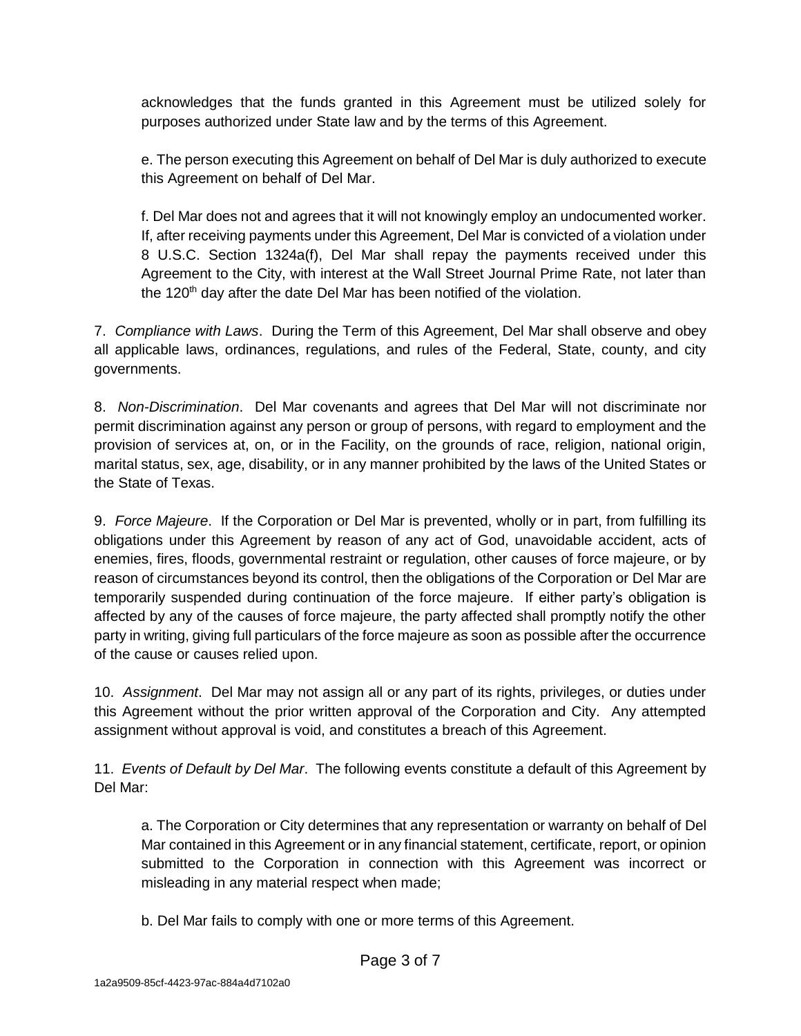acknowledges that the funds granted in this Agreement must be utilized solely for purposes authorized under State law and by the terms of this Agreement.

e. The person executing this Agreement on behalf of Del Mar is duly authorized to execute this Agreement on behalf of Del Mar.

f. Del Mar does not and agrees that it will not knowingly employ an undocumented worker. If, after receiving payments under this Agreement, Del Mar is convicted of a violation under 8 U.S.C. Section 1324a(f), Del Mar shall repay the payments received under this Agreement to the City, with interest at the Wall Street Journal Prime Rate, not later than the 120th day after the date Del Mar has been notified of the violation.

7. *Compliance with Laws*. During the Term of this Agreement, Del Mar shall observe and obey all applicable laws, ordinances, regulations, and rules of the Federal, State, county, and city governments.

8. *Non-Discrimination*. Del Mar covenants and agrees that Del Mar will not discriminate nor permit discrimination against any person or group of persons, with regard to employment and the provision of services at, on, or in the Facility, on the grounds of race, religion, national origin, marital status, sex, age, disability, or in any manner prohibited by the laws of the United States or the State of Texas.

9. *Force Majeure*. If the Corporation or Del Mar is prevented, wholly or in part, from fulfilling its obligations under this Agreement by reason of any act of God, unavoidable accident, acts of enemies, fires, floods, governmental restraint or regulation, other causes of force majeure, or by reason of circumstances beyond its control, then the obligations of the Corporation or Del Mar are temporarily suspended during continuation of the force majeure. If either party's obligation is affected by any of the causes of force majeure, the party affected shall promptly notify the other party in writing, giving full particulars of the force majeure as soon as possible after the occurrence of the cause or causes relied upon.

10. *Assignment*. Del Mar may not assign all or any part of its rights, privileges, or duties under this Agreement without the prior written approval of the Corporation and City. Any attempted assignment without approval is void, and constitutes a breach of this Agreement.

11. *Events of Default by Del Mar*. The following events constitute a default of this Agreement by Del Mar:

a. The Corporation or City determines that any representation or warranty on behalf of Del Mar contained in this Agreement or in any financial statement, certificate, report, or opinion submitted to the Corporation in connection with this Agreement was incorrect or misleading in any material respect when made;

b. Del Mar fails to comply with one or more terms of this Agreement.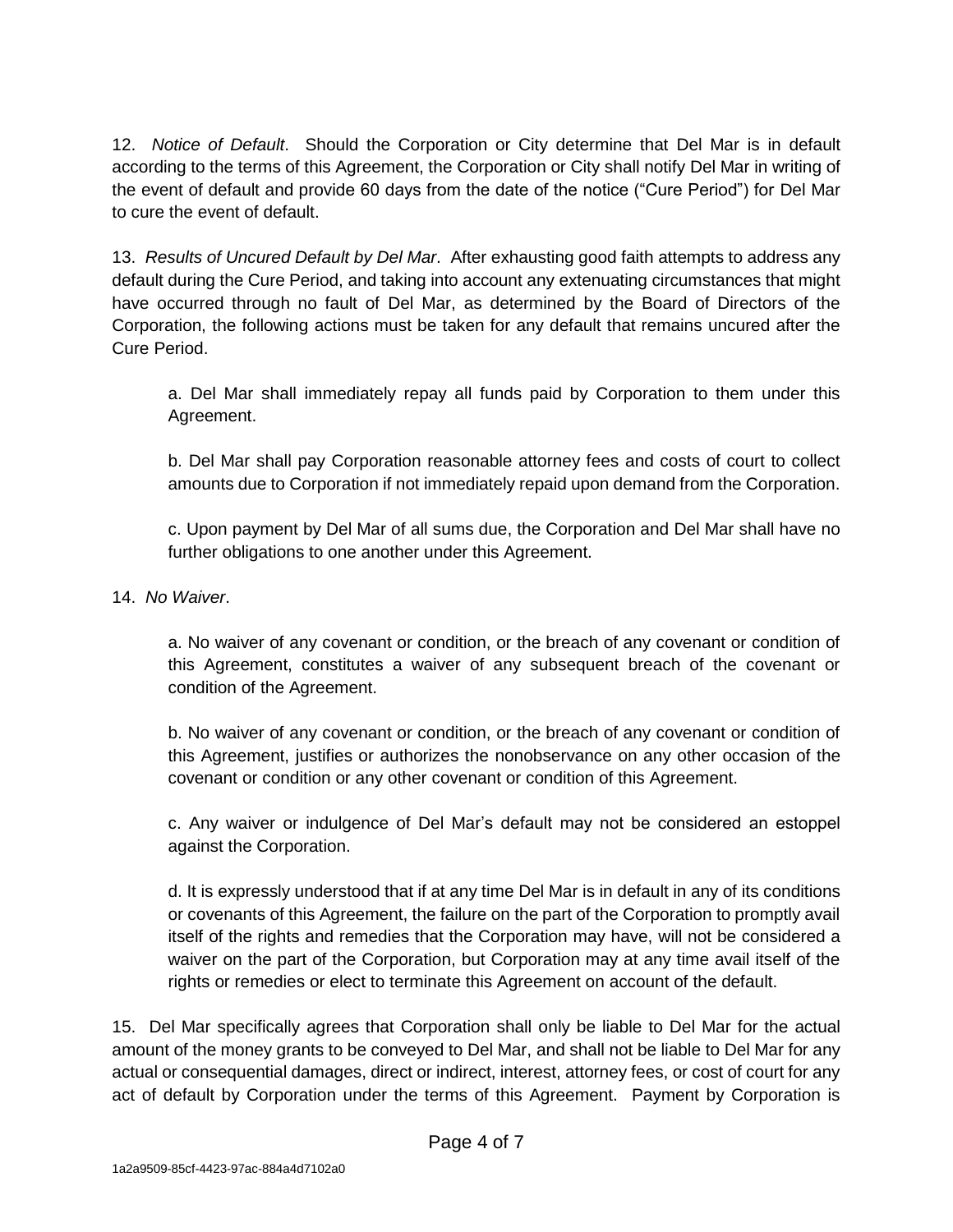12. *Notice of Default*. Should the Corporation or City determine that Del Mar is in default according to the terms of this Agreement, the Corporation or City shall notify Del Mar in writing of the event of default and provide 60 days from the date of the notice ("Cure Period") for Del Mar to cure the event of default.

13. *Results of Uncured Default by Del Mar*. After exhausting good faith attempts to address any default during the Cure Period, and taking into account any extenuating circumstances that might have occurred through no fault of Del Mar, as determined by the Board of Directors of the Corporation, the following actions must be taken for any default that remains uncured after the Cure Period.

> a. Del Mar shall immediately repay all funds paid by Corporation to them under this Agreement.
>
> b. Del Mar shall pay Corporation reasonable attorney fees and costs of court to collect amounts due to Corporation if not immediately repaid upon demand from the Corporation.
>
> c. Upon payment by Del Mar of all sums due, the Corporation and Del Mar shall have no further obligations to one another under this Agreement.

14. *No Waiver*.

> a. No waiver of any covenant or condition, or the breach of any covenant or condition of this Agreement, constitutes a waiver of any subsequent breach of the covenant or condition of the Agreement.
>
> b. No waiver of any covenant or condition, or the breach of any covenant or condition of this Agreement, justifies or authorizes the nonobservance on any other occasion of the covenant or condition or any other covenant or condition of this Agreement.
>
> c. Any waiver or indulgence of Del Mar's default may not be considered an estoppel against the Corporation.
>
> d. It is expressly understood that if at any time Del Mar is in default in any of its conditions or covenants of this Agreement, the failure on the part of the Corporation to promptly avail itself of the rights and remedies that the Corporation may have, will not be considered a waiver on the part of the Corporation, but Corporation may at any time avail itself of the rights or remedies or elect to terminate this Agreement on account of the default.

15. Del Mar specifically agrees that Corporation shall only be liable to Del Mar for the actual amount of the money grants to be conveyed to Del Mar, and shall not be liable to Del Mar for any actual or consequential damages, direct or indirect, interest, attorney fees, or cost of court for any act of default by Corporation under the terms of this Agreement. Payment by Corporation is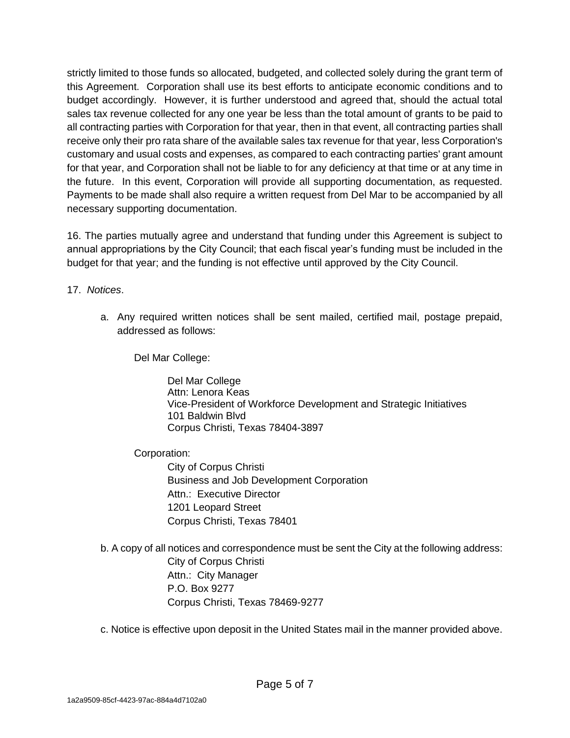strictly limited to those funds so allocated, budgeted, and collected solely during the grant term of this Agreement. Corporation shall use its best efforts to anticipate economic conditions and to budget accordingly. However, it is further understood and agreed that, should the actual total sales tax revenue collected for any one year be less than the total amount of grants to be paid to all contracting parties with Corporation for that year, then in that event, all contracting parties shall receive only their pro rata share of the available sales tax revenue for that year, less Corporation's customary and usual costs and expenses, as compared to each contracting parties' grant amount for that year, and Corporation shall not be liable to for any deficiency at that time or at any time in the future. In this event, Corporation will provide all supporting documentation, as requested. Payments to be made shall also require a written request from Del Mar to be accompanied by all necessary supporting documentation.

16. The parties mutually agree and understand that funding under this Agreement is subject to annual appropriations by the City Council; that each fiscal year's funding must be included in the budget for that year; and the funding is not effective until approved by the City Council.

17. *Notices*.

a. Any required written notices shall be sent mailed, certified mail, postage prepaid, addressed as follows:

Del Mar College:

Del Mar College
Attn: Lenora Keas
Vice-President of Workforce Development and Strategic Initiatives
101 Baldwin Blvd
Corpus Christi, Texas 78404-3897

Corporation:

City of Corpus Christi
Business and Job Development Corporation
Attn.: Executive Director
1201 Leopard Street
Corpus Christi, Texas 78401

b. A copy of all notices and correspondence must be sent the City at the following address:

City of Corpus Christi
Attn.: City Manager
P.O. Box 9277
Corpus Christi, Texas 78469-9277

c. Notice is effective upon deposit in the United States mail in the manner provided above.

1a2a9509-85cf-4423-97ac-884a4d7102a0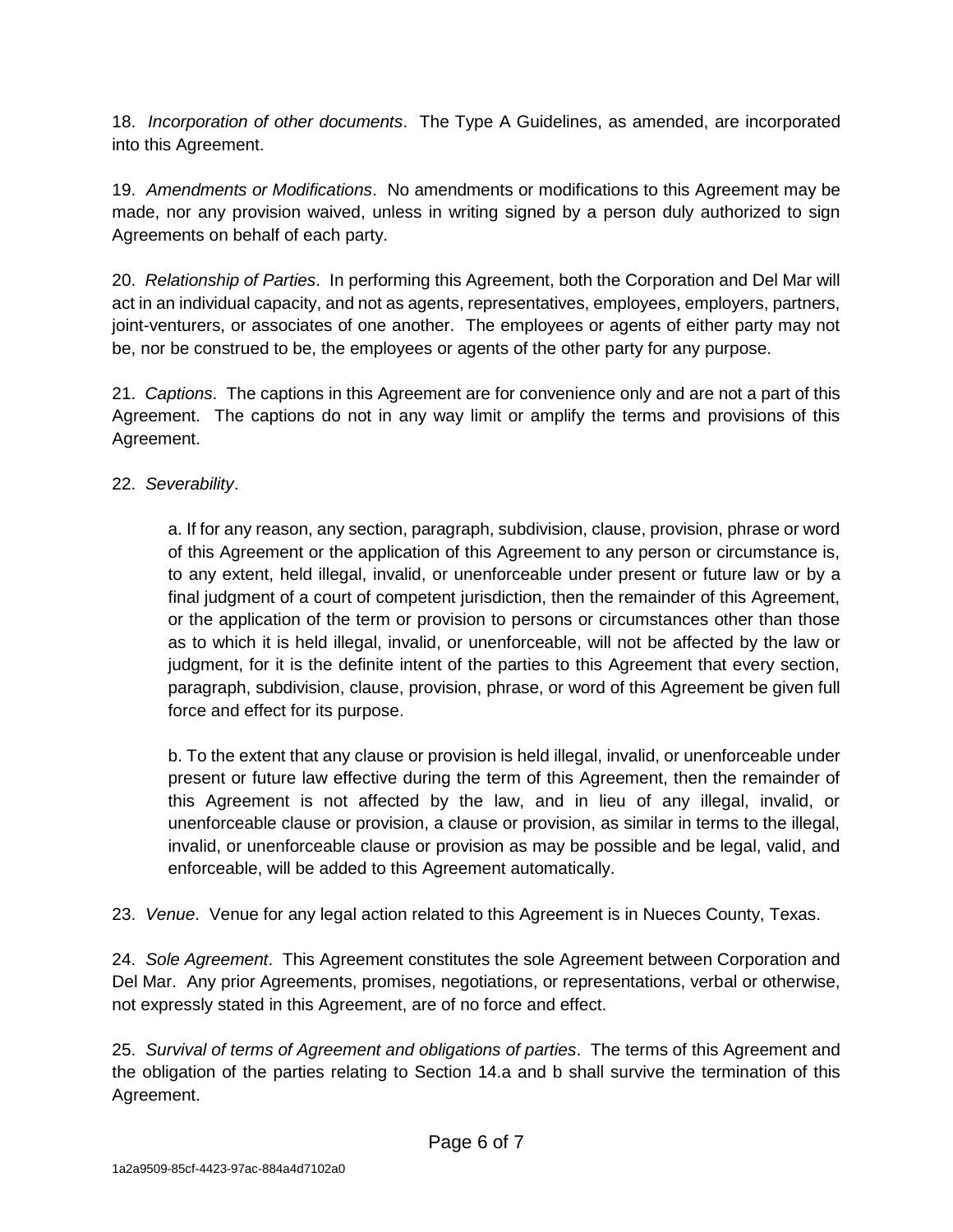18. *Incorporation of other documents*. The Type A Guidelines, as amended, are incorporated into this Agreement.

19. *Amendments or Modifications*. No amendments or modifications to this Agreement may be made, nor any provision waived, unless in writing signed by a person duly authorized to sign Agreements on behalf of each party.

20. *Relationship of Parties*. In performing this Agreement, both the Corporation and Del Mar will act in an individual capacity, and not as agents, representatives, employees, employers, partners, joint-venturers, or associates of one another. The employees or agents of either party may not be, nor be construed to be, the employees or agents of the other party for any purpose.

21. *Captions*. The captions in this Agreement are for convenience only and are not a part of this Agreement. The captions do not in any way limit or amplify the terms and provisions of this Agreement.

22. *Severability*.

> a. If for any reason, any section, paragraph, subdivision, clause, provision, phrase or word of this Agreement or the application of this Agreement to any person or circumstance is, to any extent, held illegal, invalid, or unenforceable under present or future law or by a final judgment of a court of competent jurisdiction, then the remainder of this Agreement, or the application of the term or provision to persons or circumstances other than those as to which it is held illegal, invalid, or unenforceable, will not be affected by the law or judgment, for it is the definite intent of the parties to this Agreement that every section, paragraph, subdivision, clause, provision, phrase, or word of this Agreement be given full force and effect for its purpose.
>
> b. To the extent that any clause or provision is held illegal, invalid, or unenforceable under present or future law effective during the term of this Agreement, then the remainder of this Agreement is not affected by the law, and in lieu of any illegal, invalid, or unenforceable clause or provision, a clause or provision, as similar in terms to the illegal, invalid, or unenforceable clause or provision as may be possible and be legal, valid, and enforceable, will be added to this Agreement automatically.

23. *Venue*. Venue for any legal action related to this Agreement is in Nueces County, Texas.

24. *Sole Agreement*. This Agreement constitutes the sole Agreement between Corporation and Del Mar. Any prior Agreements, promises, negotiations, or representations, verbal or otherwise, not expressly stated in this Agreement, are of no force and effect.

25. *Survival of terms of Agreement and obligations of parties*. The terms of this Agreement and the obligation of the parties relating to Section 14.a and b shall survive the termination of this Agreement.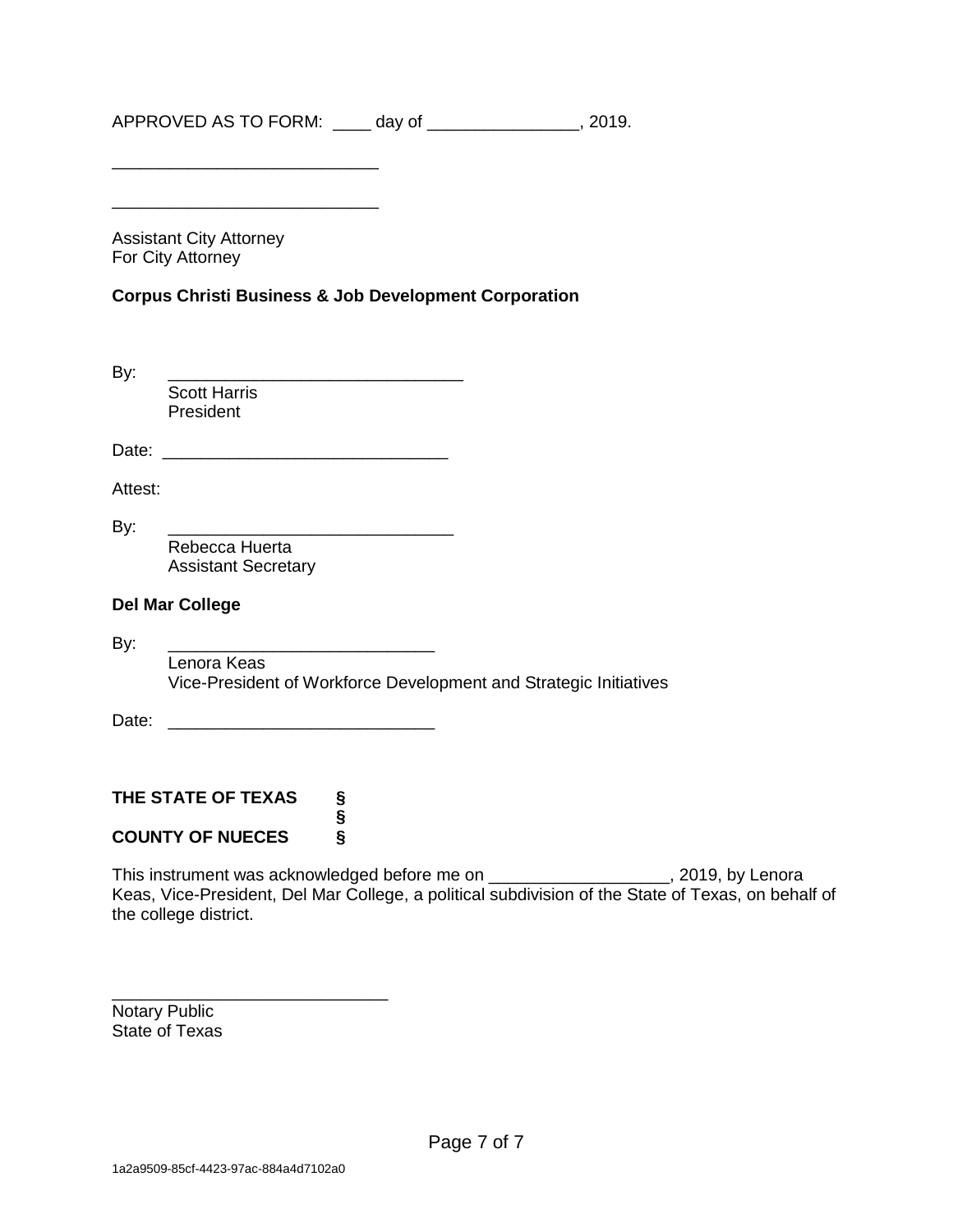APPROVED AS TO FORM: ____ day of ________________, 2019.

____________________________

____________________________

Assistant City Attorney
For City Attorney

**Corpus Christi Business & Job Development Corporation**

By: ______________________________
Scott Harris
President

Date: ______________________________

Attest:

By: ______________________________
Rebecca Huerta
Assistant Secretary

**Del Mar College**

By: ____________________________
Lenora Keas
Vice-President of Workforce Development and Strategic Initiatives

Date: ____________________________

**THE STATE OF TEXAS §**
**§**
**COUNTY OF NUECES §**

This instrument was acknowledged before me on ___________________, 2019, by Lenora Keas, Vice-President, Del Mar College, a political subdivision of the State of Texas, on behalf of the college district.

______________________________
Notary Public
State of Texas

1a2a9509-85cf-4423-97ac-884a4d7102a0